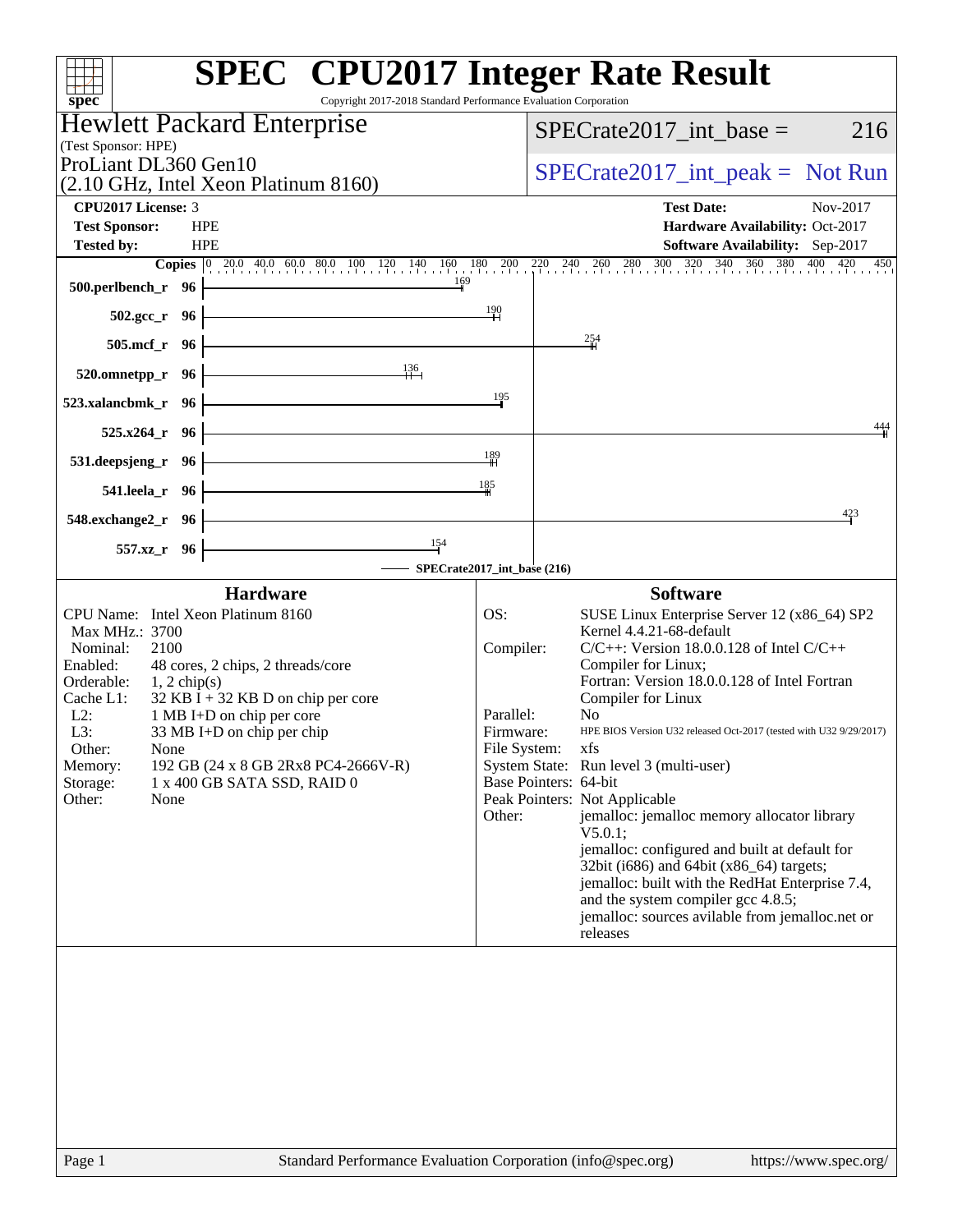# SPEC CPU2017 Integer Rate Result

Copyright 2017-2018 Standard Performance Evaluation Corporation

## Hewlett Packard Enterprise

(Test Sponsor: HPE)

ProLiant DL360 Gen10
(2.10 GHz, Intel Xeon Platinum 8160)

SPECrate2017_int_base = 216

SPECrate2017_int_peak = Not Run

| | | | |
|---|---|---|---|
| **CPU2017 License:** | 3 | **Test Date:** | Nov-2017 |
| **Test Sponsor:** | HPE | **Hardware Availability:** | Oct-2017 |
| **Tested by:** | HPE | **Software Availability:** | Sep-2017 |

| Benchmark | Copies | SPECrate2017_int_base |
|---|---|---|
| 500.perlbench_r | 96 | 169 |
| 502.gcc_r | 96 | 190 |
| 505.mcf_r | 96 | 254 |
| 520.omnetpp_r | 96 | 136 |
| 523.xalancbmk_r | 96 | 195 |
| 525.x264_r | 96 | 444 |
| 531.deepsjeng_r | 96 | 189 |
| 541.leela_r | 96 | 185 |
| 548.exchange2_r | 96 | 423 |
| 557.xz_r | 96 | 154 |

SPECrate2017_int_base (216)

### Hardware

| | |
|---|---|
| CPU Name: | Intel Xeon Platinum 8160 |
| Max MHz.: | 3700 |
| Nominal: | 2100 |
| Enabled: | 48 cores, 2 chips, 2 threads/core |
| Orderable: | 1, 2 chip(s) |
| Cache L1: | 32 KB I + 32 KB D on chip per core |
| L2: | 1 MB I+D on chip per core |
| L3: | 33 MB I+D on chip per chip |
| Other: | None |
| Memory: | 192 GB (24 x 8 GB 2Rx8 PC4-2666V-R) |
| Storage: | 1 x 400 GB SATA SSD, RAID 0 |
| Other: | None |

### Software

| | |
|---|---|
| OS: | SUSE Linux Enterprise Server 12 (x86_64) SP2 Kernel 4.4.21-68-default |
| Compiler: | C/C++: Version 18.0.0.128 of Intel C/C++ Compiler for Linux; Fortran: Version 18.0.0.128 of Intel Fortran Compiler for Linux |
| Parallel: | No |
| Firmware: | HPE BIOS Version U32 released Oct-2017 (tested with U32 9/29/2017) |
| File System: | xfs |
| System State: | Run level 3 (multi-user) |
| Base Pointers: | 64-bit |
| Peak Pointers: | Not Applicable |
| Other: | jemalloc: jemalloc memory allocator library V5.0.1; jemalloc: configured and built at default for 32bit (i686) and 64bit (x86_64) targets; jemalloc: built with the RedHat Enterprise 7.4, and the system compiler gcc 4.8.5; jemalloc: sources avilable from jemalloc.net or releases |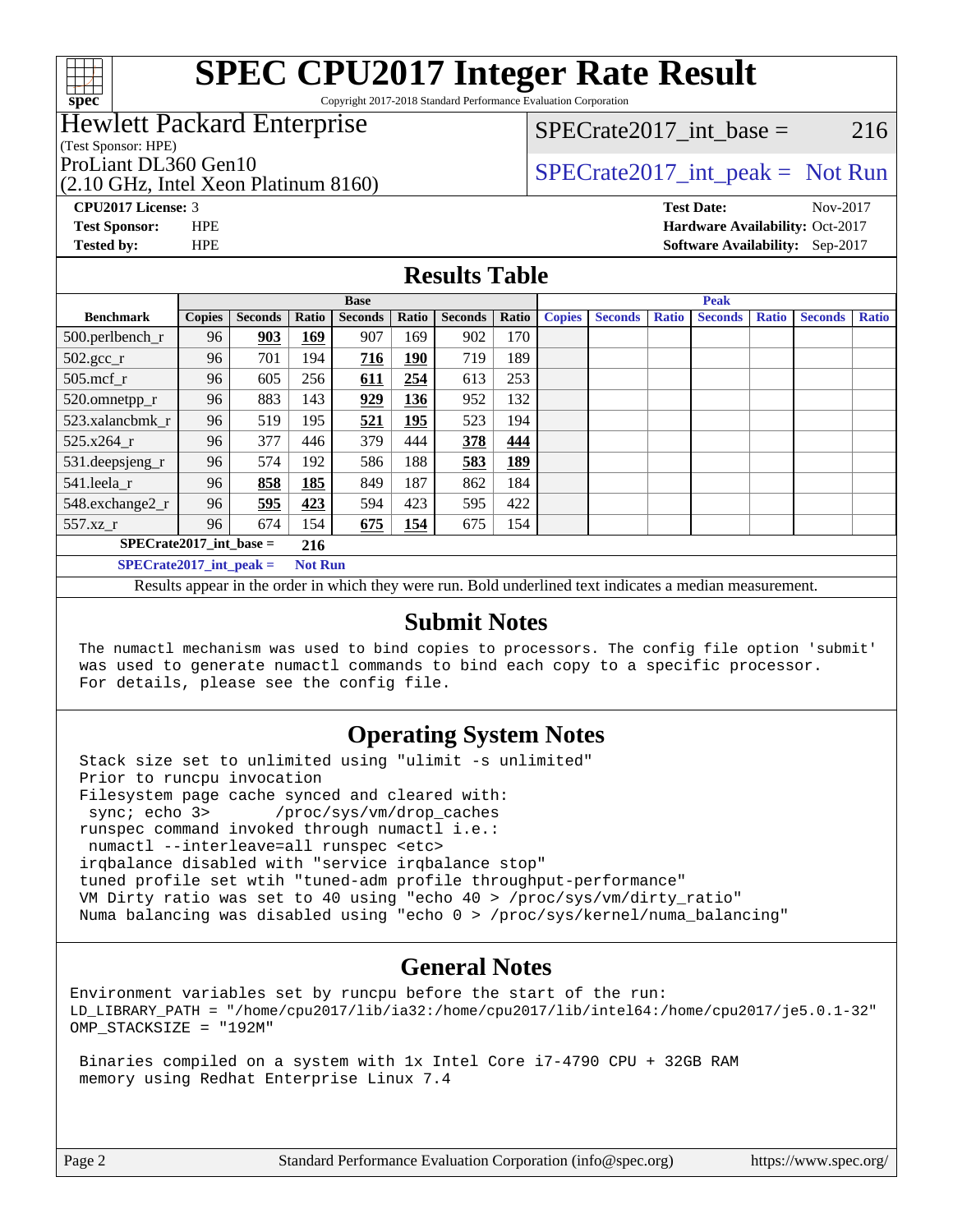# SPEC CPU2017 Integer Rate Result

Copyright 2017-2018 Standard Performance Evaluation Corporation

**Hewlett Packard Enterprise**
(Test Sponsor: HPE)
ProLiant DL360 Gen10
(2.10 GHz, Intel Xeon Platinum 8160)

SPECrate2017_int_base = 216

SPECrate2017_int_peak = Not Run

**CPU2017 License:** 3
**Test Sponsor:** HPE
**Tested by:** HPE

**Test Date:** Nov-2017
**Hardware Availability:** Oct-2017
**Software Availability:** Sep-2017

## Results Table

| Benchmark | Base | | | | | | | Peak | | | | | | |
|---|---|---|---|---|---|---|---|---|---|---|---|---|---|---|
| | Copies | Seconds | Ratio | Seconds | Ratio | Seconds | Ratio | Copies | Seconds | Ratio | Seconds | Ratio | Seconds | Ratio |
| 500.perlbench_r | 96 | **903** | **169** | 907 | 169 | 902 | 170 | | | | | | | |
| 502.gcc_r | 96 | 701 | 194 | **716** | **190** | 719 | 189 | | | | | | | |
| 505.mcf_r | 96 | 605 | 256 | **611** | **254** | 613 | 253 | | | | | | | |
| 520.omnetpp_r | 96 | 883 | 143 | **929** | **136** | 952 | 132 | | | | | | | |
| 523.xalancbmk_r | 96 | 519 | 195 | **521** | **195** | 523 | 194 | | | | | | | |
| 525.x264_r | 96 | 377 | 446 | 379 | 444 | **378** | **444** | | | | | | | |
| 531.deepsjeng_r | 96 | 574 | 192 | 586 | 188 | **583** | **189** | | | | | | | |
| 541.leela_r | 96 | **858** | **185** | 849 | 187 | 862 | 184 | | | | | | | |
| 548.exchange2_r | 96 | **595** | **423** | 594 | 423 | 595 | 422 | | | | | | | |
| 557.xz_r | 96 | 674 | 154 | **675** | **154** | 675 | 154 | | | | | | | |

**SPECrate2017_int_base = 216**

**SPECrate2017_int_peak = Not Run**

Results appear in the order in which they were run. Bold underlined text indicates a median measurement.

## Submit Notes

```
The numactl mechanism was used to bind copies to processors. The config file option 'submit'
was used to generate numactl commands to bind each copy to a specific processor.
For details, please see the config file.
```

## Operating System Notes

```
Stack size set to unlimited using "ulimit -s unlimited"
Prior to runcpu invocation
Filesystem page cache synced and cleared with:
 sync; echo 3>       /proc/sys/vm/drop_caches
runspec command invoked through numactl i.e.:
 numactl --interleave=all runspec <etc>
irqbalance disabled with "service irqbalance stop"
tuned profile set wtih "tuned-adm profile throughput-performance"
VM Dirty ratio was set to 40 using "echo 40 > /proc/sys/vm/dirty_ratio"
Numa balancing was disabled using "echo 0 > /proc/sys/kernel/numa_balancing"
```

## General Notes

```
Environment variables set by runcpu before the start of the run:
LD_LIBRARY_PATH = "/home/cpu2017/lib/ia32:/home/cpu2017/lib/intel64:/home/cpu2017/je5.0.1-32"
OMP_STACKSIZE = "192M"

 Binaries compiled on a system with 1x Intel Core i7-4790 CPU + 32GB RAM
 memory using Redhat Enterprise Linux 7.4
```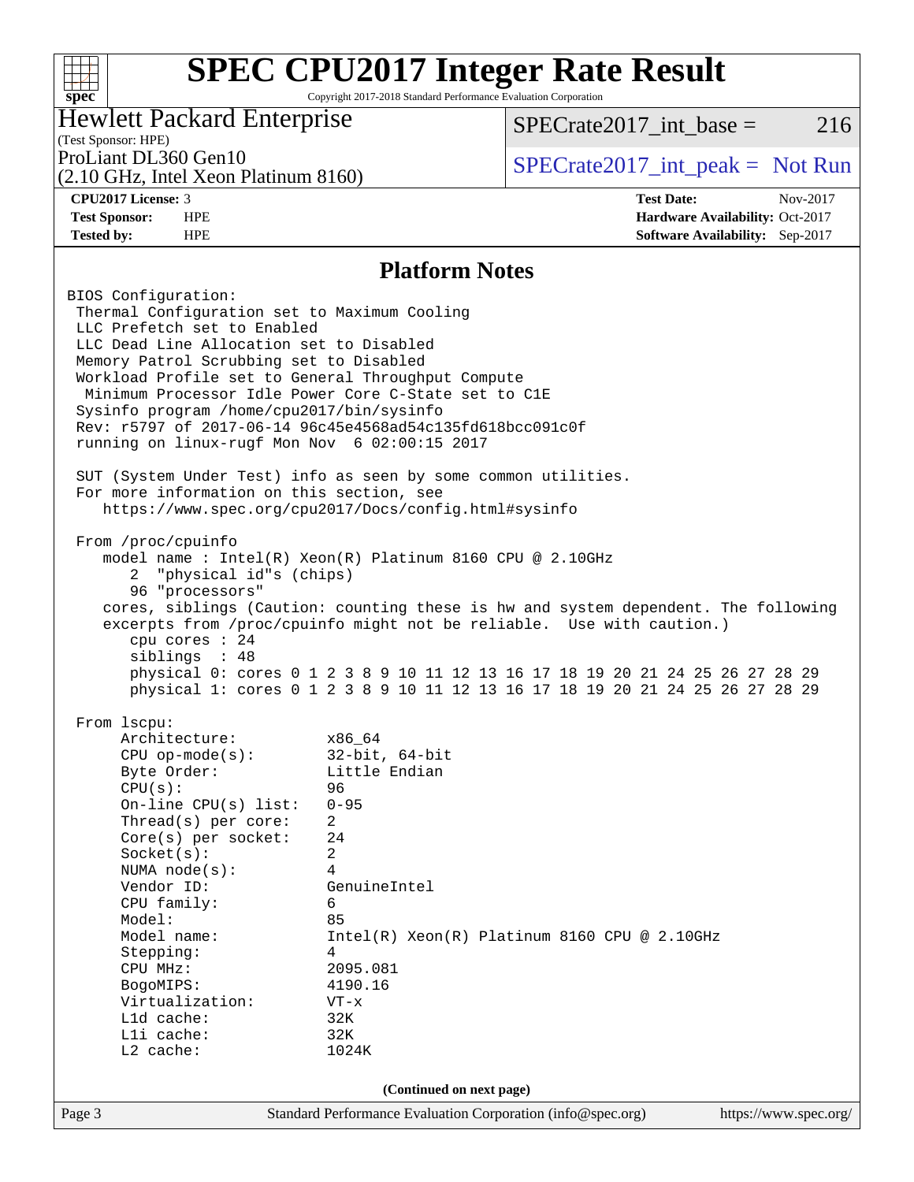# SPEC CPU2017 Integer Rate Result

Copyright 2017-2018 Standard Performance Evaluation Corporation

Hewlett Packard Enterprise
(Test Sponsor: HPE)
ProLiant DL360 Gen10
(2.10 GHz, Intel Xeon Platinum 8160)

SPECrate2017_int_base = 216

SPECrate2017_int_peak = Not Run

**CPU2017 License:** 3
**Test Sponsor:** HPE
**Tested by:** HPE

**Test Date:** Nov-2017
**Hardware Availability:** Oct-2017
**Software Availability:** Sep-2017

## Platform Notes

```
BIOS Configuration:
 Thermal Configuration set to Maximum Cooling
 LLC Prefetch set to Enabled
 LLC Dead Line Allocation set to Disabled
 Memory Patrol Scrubbing set to Disabled
 Workload Profile set to General Throughput Compute
  Minimum Processor Idle Power Core C-State set to C1E
 Sysinfo program /home/cpu2017/bin/sysinfo
 Rev: r5797 of 2017-06-14 96c45e4568ad54c135fd618bcc091c0f
 running on linux-rugf Mon Nov  6 02:00:15 2017

 SUT (System Under Test) info as seen by some common utilities.
 For more information on this section, see
    https://www.spec.org/cpu2017/Docs/config.html#sysinfo

 From /proc/cpuinfo
    model name : Intel(R) Xeon(R) Platinum 8160 CPU @ 2.10GHz
       2  "physical id"s (chips)
       96 "processors"
    cores, siblings (Caution: counting these is hw and system dependent. The following
    excerpts from /proc/cpuinfo might not be reliable.  Use with caution.)
       cpu cores : 24
       siblings  : 48
       physical 0: cores 0 1 2 3 8 9 10 11 12 13 16 17 18 19 20 21 24 25 26 27 28 29
       physical 1: cores 0 1 2 3 8 9 10 11 12 13 16 17 18 19 20 21 24 25 26 27 28 29

 From lscpu:
      Architecture:          x86_64
      CPU op-mode(s):        32-bit, 64-bit
      Byte Order:            Little Endian
      CPU(s):                96
      On-line CPU(s) list:   0-95
      Thread(s) per core:    2
      Core(s) per socket:    24
      Socket(s):             2
      NUMA node(s):          4
      Vendor ID:             GenuineIntel
      CPU family:            6
      Model:                 85
      Model name:            Intel(R) Xeon(R) Platinum 8160 CPU @ 2.10GHz
      Stepping:              4
      CPU MHz:               2095.081
      BogoMIPS:              4190.16
      Virtualization:        VT-x
      L1d cache:             32K
      L1i cache:             32K
      L2 cache:              1024K
```

(Continued on next page)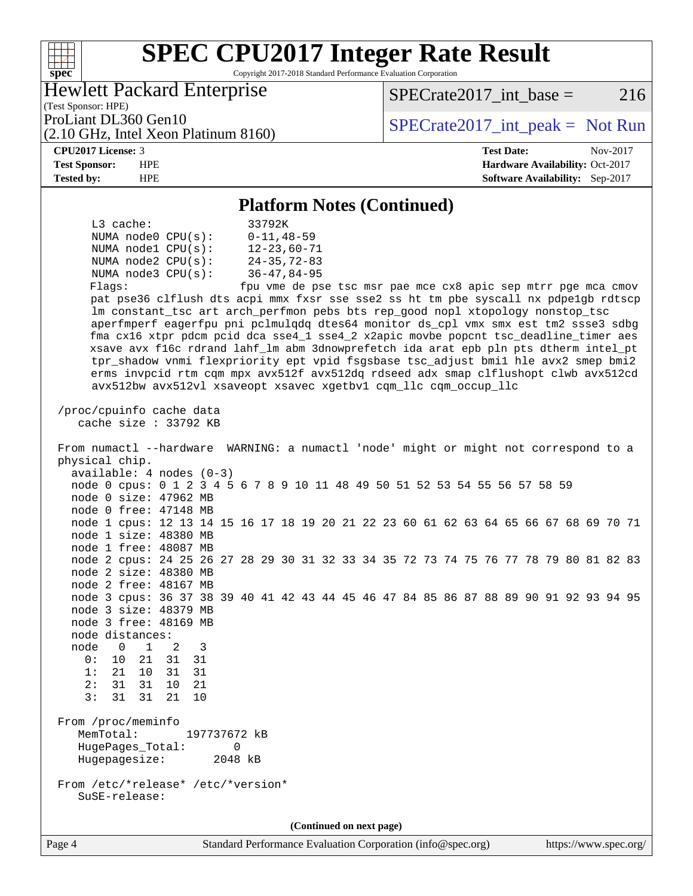## Platform Notes (Continued)

```
     L3 cache:              33792K
     NUMA node0 CPU(s):     0-11,48-59
     NUMA node1 CPU(s):     12-23,60-71
     NUMA node2 CPU(s):     24-35,72-83
     NUMA node3 CPU(s):     36-47,84-95
     Flags:                 fpu vme de pse tsc msr pae mce cx8 apic sep mtrr pge mca cmov
     pat pse36 clflush dts acpi mmx fxsr sse sse2 ss ht tm pbe syscall nx pdpe1gb rdtscp
     lm constant_tsc art arch_perfmon pebs bts rep_good nopl xtopology nonstop_tsc
     aperfmperf eagerfpu pni pclmulqdq dtes64 monitor ds_cpl vmx smx est tm2 ssse3 sdbg
     fma cx16 xtpr pdcm pcid dca sse4_1 sse4_2 x2apic movbe popcnt tsc_deadline_timer aes
     xsave avx f16c rdrand lahf_lm abm 3dnowprefetch ida arat epb pln pts dtherm intel_pt
     tpr_shadow vnmi flexpriority ept vpid fsgsbase tsc_adjust bmi1 hle avx2 smep bmi2
     erms invpcid rtm cqm mpx avx512f avx512dq rdseed adx smap clflushopt clwb avx512cd
     avx512bw avx512vl xsaveopt xsavec xgetbv1 cqm_llc cqm_occup_llc

 /proc/cpuinfo cache data
    cache size : 33792 KB

 From numactl --hardware  WARNING: a numactl 'node' might or might not correspond to a
 physical chip.
   available: 4 nodes (0-3)
   node 0 cpus: 0 1 2 3 4 5 6 7 8 9 10 11 48 49 50 51 52 53 54 55 56 57 58 59
   node 0 size: 47962 MB
   node 0 free: 47148 MB
   node 1 cpus: 12 13 14 15 16 17 18 19 20 21 22 23 60 61 62 63 64 65 66 67 68 69 70 71
   node 1 size: 48380 MB
   node 1 free: 48087 MB
   node 2 cpus: 24 25 26 27 28 29 30 31 32 33 34 35 72 73 74 75 76 77 78 79 80 81 82 83
   node 2 size: 48380 MB
   node 2 free: 48167 MB
   node 3 cpus: 36 37 38 39 40 41 42 43 44 45 46 47 84 85 86 87 88 89 90 91 92 93 94 95
   node 3 size: 48379 MB
   node 3 free: 48169 MB
   node distances:
   node   0   1   2   3
     0:  10  21  31  31
     1:  21  10  31  31
     2:  31  31  10  21
     3:  31  31  21  10

 From /proc/meminfo
    MemTotal:       197737672 kB
    HugePages_Total:       0
    Hugepagesize:       2048 kB

 From /etc/*release* /etc/*version*
    SuSE-release:
```

(Continued on next page)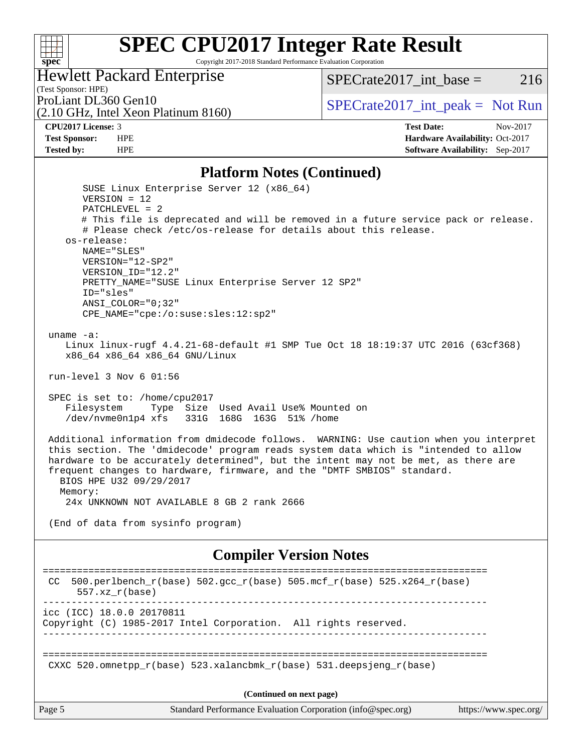## Platform Notes (Continued)

```
        SUSE Linux Enterprise Server 12 (x86_64)
        VERSION = 12
        PATCHLEVEL = 2
        # This file is deprecated and will be removed in a future service pack or release.
        # Please check /etc/os-release for details about this release.
    os-release:
        NAME="SLES"
        VERSION="12-SP2"
        VERSION_ID="12.2"
        PRETTY_NAME="SUSE Linux Enterprise Server 12 SP2"
        ID="sles"
        ANSI_COLOR="0;32"
        CPE_NAME="cpe:/o:suse:sles:12:sp2"

 uname -a:
    Linux linux-rugf 4.4.21-68-default #1 SMP Tue Oct 18 18:19:37 UTC 2016 (63cf368)
    x86_64 x86_64 x86_64 GNU/Linux

 run-level 3 Nov 6 01:56

 SPEC is set to: /home/cpu2017
    Filesystem     Type  Size  Used Avail Use% Mounted on
    /dev/nvme0n1p4 xfs   331G  168G  163G  51% /home

 Additional information from dmidecode follows.  WARNING: Use caution when you interpret
 this section. The 'dmidecode' program reads system data which is "intended to allow
 hardware to be accurately determined", but the intent may not be met, as there are
 frequent changes to hardware, firmware, and the "DMTF SMBIOS" standard.
   BIOS HPE U32 09/29/2017
   Memory:
    24x UNKNOWN NOT AVAILABLE 8 GB 2 rank 2666

 (End of data from sysinfo program)
```

## Compiler Version Notes

```
==============================================================================
 CC  500.perlbench_r(base) 502.gcc_r(base) 505.mcf_r(base) 525.x264_r(base)
      557.xz_r(base)
------------------------------------------------------------------------------
icc (ICC) 18.0.0 20170811
Copyright (C) 1985-2017 Intel Corporation.  All rights reserved.
------------------------------------------------------------------------------

==============================================================================
 CXXC 520.omnetpp_r(base) 523.xalancbmk_r(base) 531.deepsjeng_r(base)
```

(Continued on next page)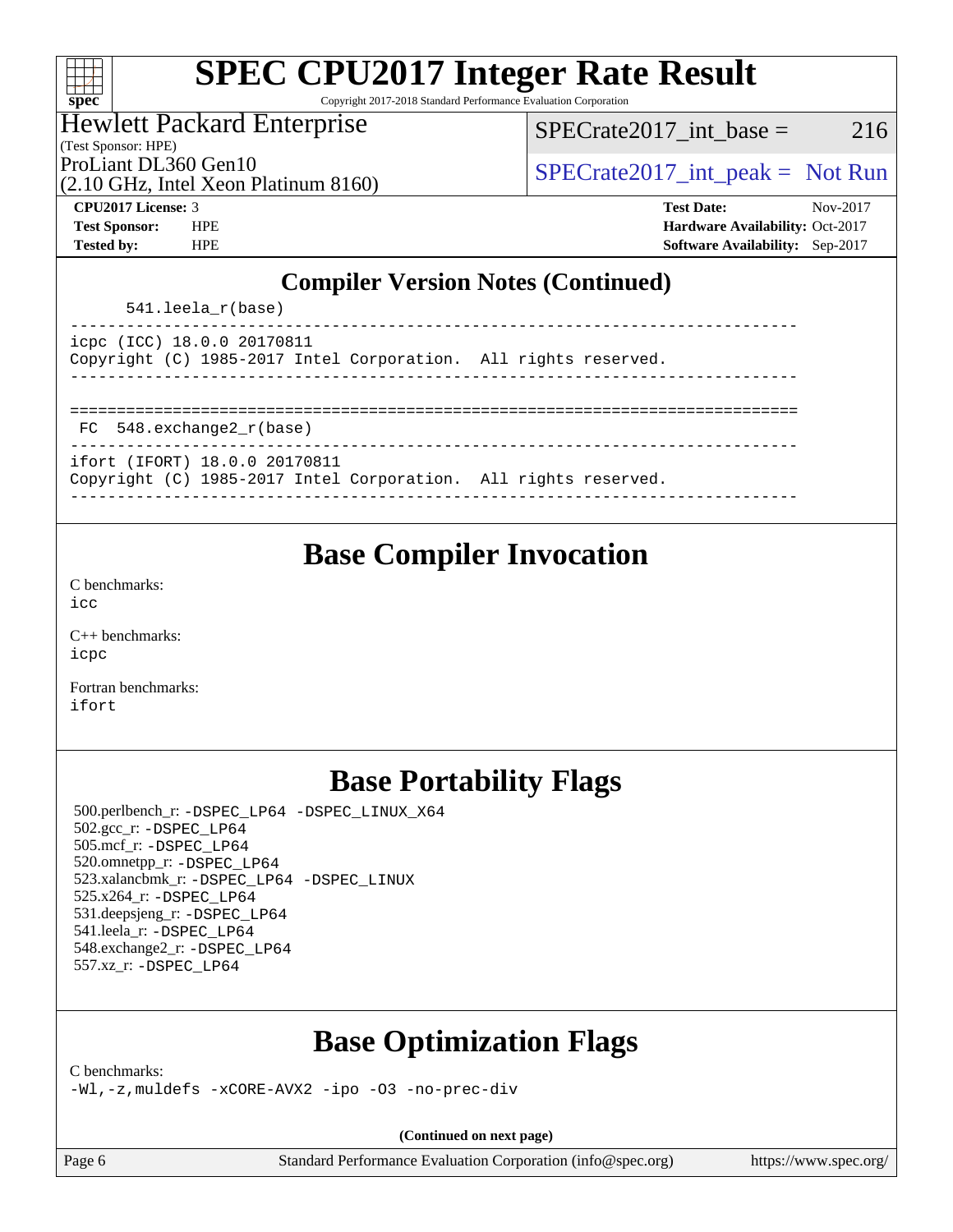## Compiler Version Notes (Continued)

```
      541.leela_r(base)
------------------------------------------------------------------------------
icpc (ICC) 18.0.0 20170811
Copyright (C) 1985-2017 Intel Corporation.  All rights reserved.
------------------------------------------------------------------------------

==============================================================================
 FC  548.exchange2_r(base)
------------------------------------------------------------------------------
ifort (IFORT) 18.0.0 20170811
Copyright (C) 1985-2017 Intel Corporation.  All rights reserved.
------------------------------------------------------------------------------
```

## Base Compiler Invocation

C benchmarks:
`icc`

C++ benchmarks:
`icpc`

Fortran benchmarks:
`ifort`

## Base Portability Flags

500.perlbench_r: `-DSPEC_LP64 -DSPEC_LINUX_X64`
502.gcc_r: `-DSPEC_LP64`
505.mcf_r: `-DSPEC_LP64`
520.omnetpp_r: `-DSPEC_LP64`
523.xalancbmk_r: `-DSPEC_LP64 -DSPEC_LINUX`
525.x264_r: `-DSPEC_LP64`
531.deepsjeng_r: `-DSPEC_LP64`
541.leela_r: `-DSPEC_LP64`
548.exchange2_r: `-DSPEC_LP64`
557.xz_r: `-DSPEC_LP64`

## Base Optimization Flags

C benchmarks:
`-Wl,-z,muldefs -xCORE-AVX2 -ipo -O3 -no-prec-div`

**(Continued on next page)**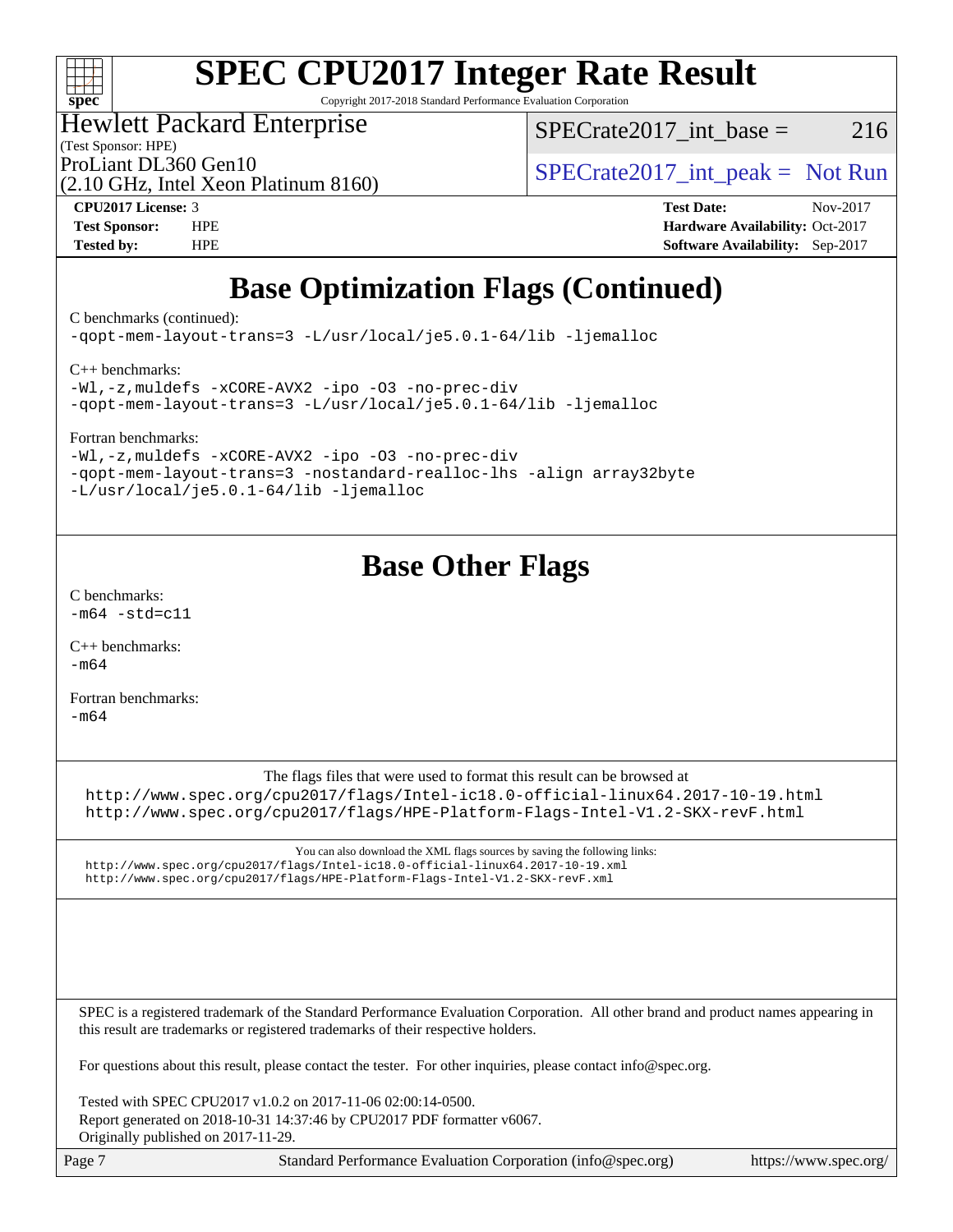# SPEC CPU2017 Integer Rate Result

Copyright 2017-2018 Standard Performance Evaluation Corporation

Hewlett Packard Enterprise
(Test Sponsor: HPE)
ProLiant DL360 Gen10
(2.10 GHz, Intel Xeon Platinum 8160)

SPECrate2017_int_base = 216

SPECrate2017_int_peak = Not Run

**CPU2017 License:** 3
**Test Sponsor:** HPE
**Tested by:** HPE

**Test Date:** Nov-2017
**Hardware Availability:** Oct-2017
**Software Availability:** Sep-2017

## Base Optimization Flags (Continued)

C benchmarks (continued):
-qopt-mem-layout-trans=3 -L/usr/local/je5.0.1-64/lib -ljemalloc

C++ benchmarks:
-Wl,-z,muldefs -xCORE-AVX2 -ipo -O3 -no-prec-div
-qopt-mem-layout-trans=3 -L/usr/local/je5.0.1-64/lib -ljemalloc

Fortran benchmarks:
-Wl,-z,muldefs -xCORE-AVX2 -ipo -O3 -no-prec-div
-qopt-mem-layout-trans=3 -nostandard-realloc-lhs -align array32byte
-L/usr/local/je5.0.1-64/lib -ljemalloc

## Base Other Flags

C benchmarks:
-m64 -std=c11

C++ benchmarks:
-m64

Fortran benchmarks:
-m64

The flags files that were used to format this result can be browsed at
http://www.spec.org/cpu2017/flags/Intel-ic18.0-official-linux64.2017-10-19.html
http://www.spec.org/cpu2017/flags/HPE-Platform-Flags-Intel-V1.2-SKX-revF.html

You can also download the XML flags sources by saving the following links:
http://www.spec.org/cpu2017/flags/Intel-ic18.0-official-linux64.2017-10-19.xml
http://www.spec.org/cpu2017/flags/HPE-Platform-Flags-Intel-V1.2-SKX-revF.xml

SPEC is a registered trademark of the Standard Performance Evaluation Corporation. All other brand and product names appearing in this result are trademarks or registered trademarks of their respective holders.

For questions about this result, please contact the tester. For other inquiries, please contact info@spec.org.

Tested with SPEC CPU2017 v1.0.2 on 2017-11-06 02:00:14-0500.
Report generated on 2018-10-31 14:37:46 by CPU2017 PDF formatter v6067.
Originally published on 2017-11-29.